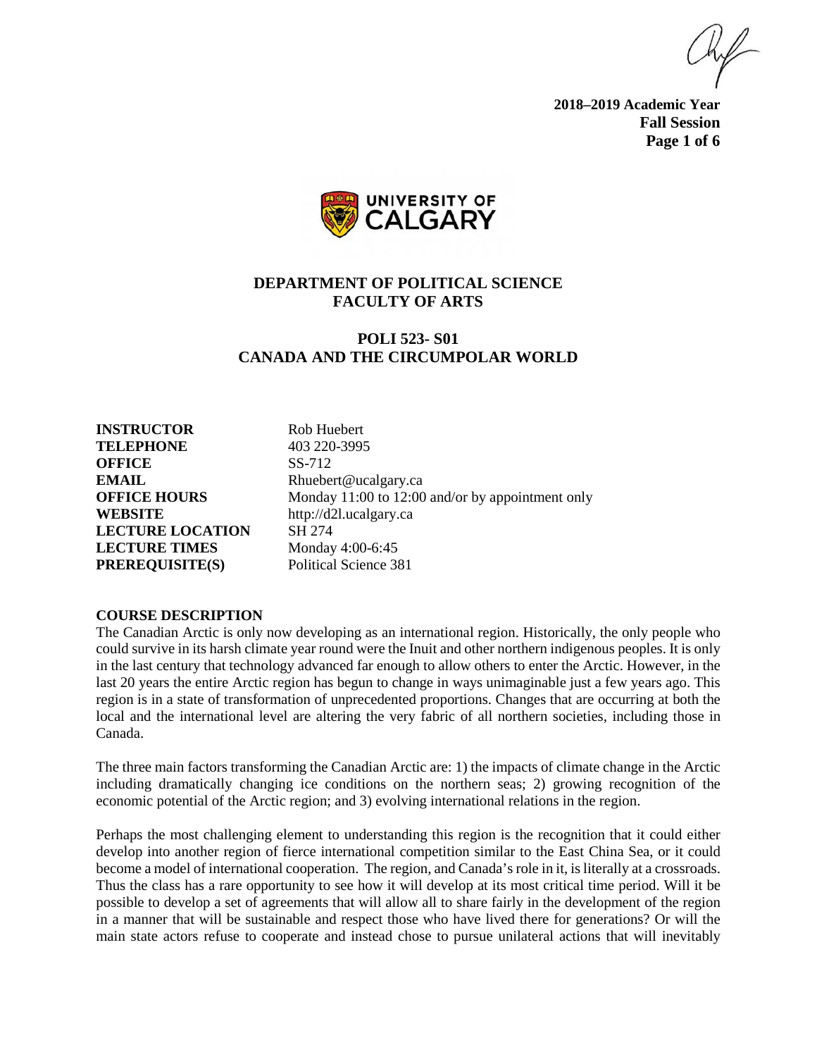**2018–2019 Academic Year**
**Fall Session**

# DEPARTMENT OF POLITICAL SCIENCE
# FACULTY OF ARTS

## POLI 523- S01
## CANADA AND THE CIRCUMPOLAR WORLD

| | |
|---|---|
| **INSTRUCTOR** | Rob Huebert |
| **TELEPHONE** | 403 220-3995 |
| **OFFICE** | SS-712 |
| **EMAIL** | Rhuebert@ucalgary.ca |
| **OFFICE HOURS** | Monday 11:00 to 12:00 and/or by appointment only |
| **WEBSITE** | http://d2l.ucalgary.ca |
| **LECTURE LOCATION** | SH 274 |
| **LECTURE TIMES** | Monday 4:00-6:45 |
| **PREREQUISITE(S)** | Political Science 381 |

### COURSE DESCRIPTION

The Canadian Arctic is only now developing as an international region. Historically, the only people who could survive in its harsh climate year round were the Inuit and other northern indigenous peoples. It is only in the last century that technology advanced far enough to allow others to enter the Arctic. However, in the last 20 years the entire Arctic region has begun to change in ways unimaginable just a few years ago. This region is in a state of transformation of unprecedented proportions. Changes that are occurring at both the local and the international level are altering the very fabric of all northern societies, including those in Canada.

The three main factors transforming the Canadian Arctic are: 1) the impacts of climate change in the Arctic including dramatically changing ice conditions on the northern seas; 2) growing recognition of the economic potential of the Arctic region; and 3) evolving international relations in the region.

Perhaps the most challenging element to understanding this region is the recognition that it could either develop into another region of fierce international competition similar to the East China Sea, or it could become a model of international cooperation. The region, and Canada's role in it, is literally at a crossroads. Thus the class has a rare opportunity to see how it will develop at its most critical time period. Will it be possible to develop a set of agreements that will allow all to share fairly in the development of the region in a manner that will be sustainable and respect those who have lived there for generations? Or will the main state actors refuse to cooperate and instead chose to pursue unilateral actions that will inevitably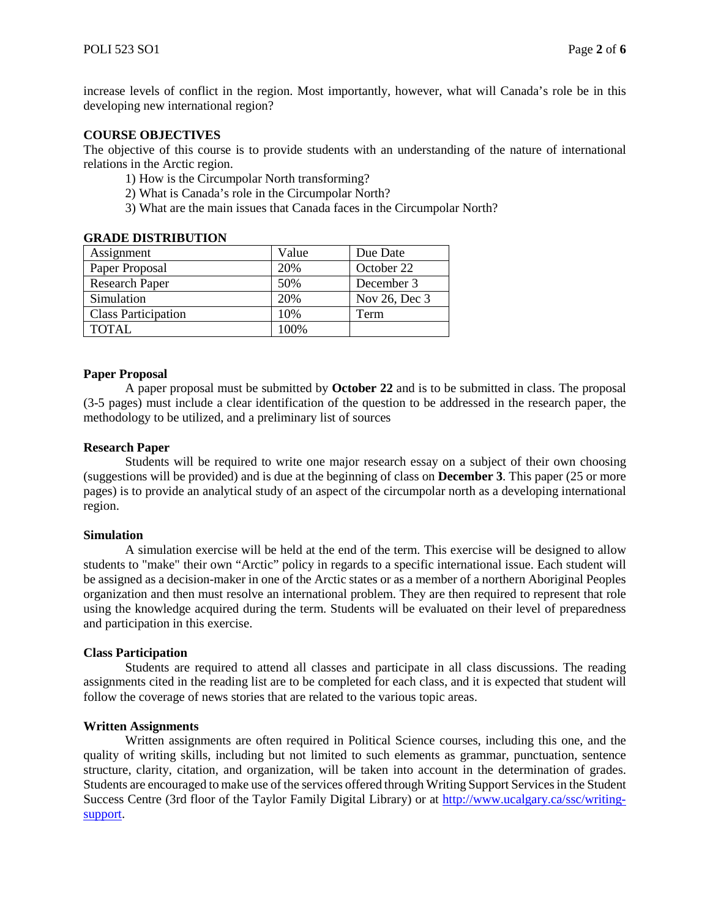increase levels of conflict in the region. Most importantly, however, what will Canada's role be in this developing new international region?

## COURSE OBJECTIVES

The objective of this course is to provide students with an understanding of the nature of international relations in the Arctic region.

1) How is the Circumpolar North transforming?
2) What is Canada's role in the Circumpolar North?
3) What are the main issues that Canada faces in the Circumpolar North?

## GRADE DISTRIBUTION

| Assignment | Value | Due Date |
|---|---|---|
| Paper Proposal | 20% | October 22 |
| Research Paper | 50% | December 3 |
| Simulation | 20% | Nov 26, Dec 3 |
| Class Participation | 10% | Term |
| TOTAL | 100% | |

### Paper Proposal

A paper proposal must be submitted by **October 22** and is to be submitted in class. The proposal (3-5 pages) must include a clear identification of the question to be addressed in the research paper, the methodology to be utilized, and a preliminary list of sources

### Research Paper

Students will be required to write one major research essay on a subject of their own choosing (suggestions will be provided) and is due at the beginning of class on **December 3**. This paper (25 or more pages) is to provide an analytical study of an aspect of the circumpolar north as a developing international region.

### Simulation

A simulation exercise will be held at the end of the term. This exercise will be designed to allow students to "make" their own "Arctic" policy in regards to a specific international issue. Each student will be assigned as a decision-maker in one of the Arctic states or as a member of a northern Aboriginal Peoples organization and then must resolve an international problem. They are then required to represent that role using the knowledge acquired during the term. Students will be evaluated on their level of preparedness and participation in this exercise.

### Class Participation

Students are required to attend all classes and participate in all class discussions. The reading assignments cited in the reading list are to be completed for each class, and it is expected that student will follow the coverage of news stories that are related to the various topic areas.

### Written Assignments

Written assignments are often required in Political Science courses, including this one, and the quality of writing skills, including but not limited to such elements as grammar, punctuation, sentence structure, clarity, citation, and organization, will be taken into account in the determination of grades. Students are encouraged to make use of the services offered through Writing Support Services in the Student Success Centre (3rd floor of the Taylor Family Digital Library) or at [http://www.ucalgary.ca/ssc/writing-support](http://www.ucalgary.ca/ssc/writing-support).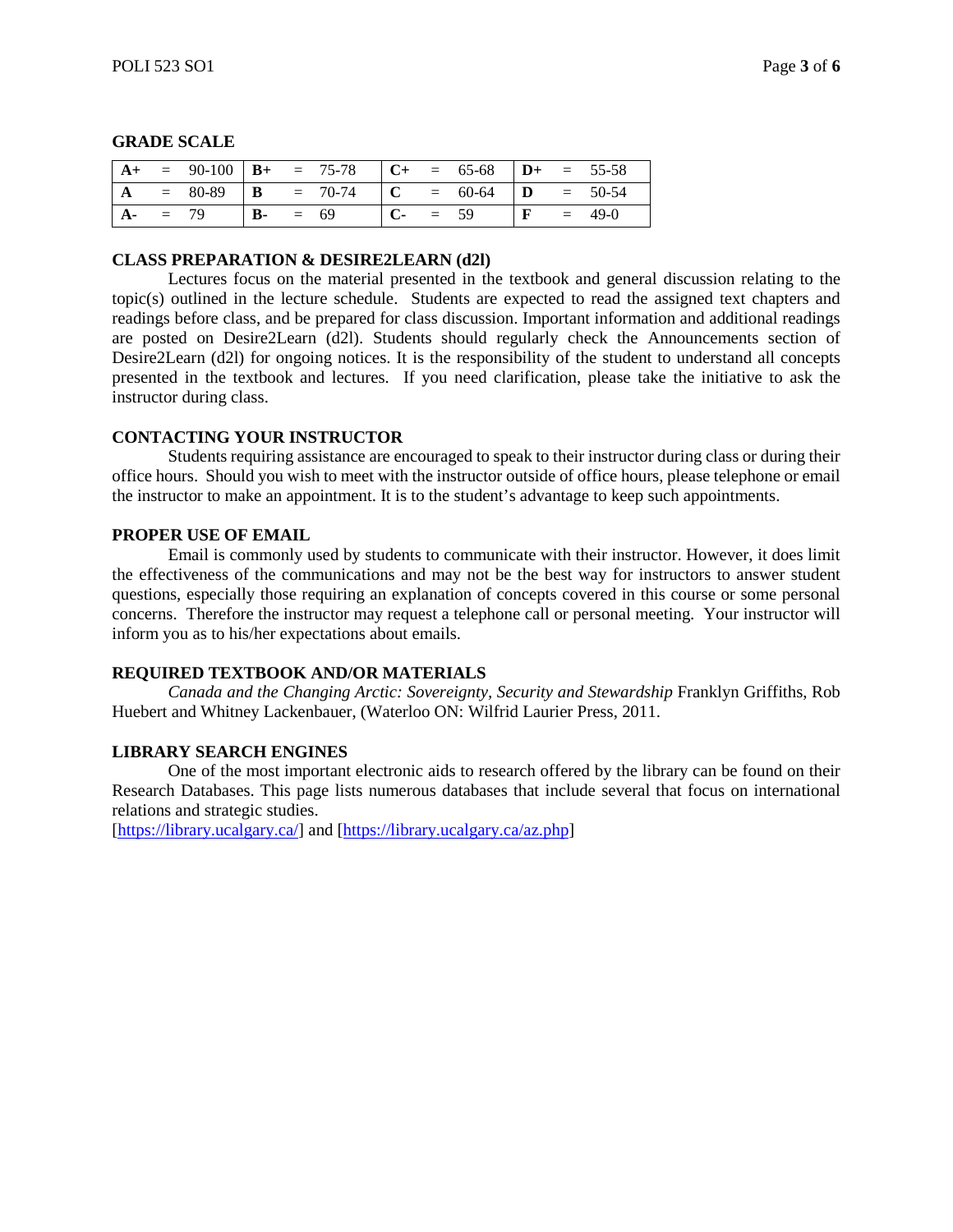## GRADE SCALE

| | | | | | | | | | | | |
|---|---|---|---|---|---|---|---|---|---|---|---|
| **A+** | = | 90-100 | **B+** | = | 75-78 | **C+** | = | 65-68 | **D+** | = | 55-58 |
| **A** | = | 80-89 | **B** | = | 70-74 | **C** | = | 60-64 | **D** | = | 50-54 |
| **A-** | = | 79 | **B-** | = | 69 | **C-** | = | 59 | **F** | = | 49-0 |

## CLASS PREPARATION & DESIRE2LEARN (d2l)

Lectures focus on the material presented in the textbook and general discussion relating to the topic(s) outlined in the lecture schedule. Students are expected to read the assigned text chapters and readings before class, and be prepared for class discussion. Important information and additional readings are posted on Desire2Learn (d2l). Students should regularly check the Announcements section of Desire2Learn (d2l) for ongoing notices. It is the responsibility of the student to understand all concepts presented in the textbook and lectures. If you need clarification, please take the initiative to ask the instructor during class.

## CONTACTING YOUR INSTRUCTOR

Students requiring assistance are encouraged to speak to their instructor during class or during their office hours. Should you wish to meet with the instructor outside of office hours, please telephone or email the instructor to make an appointment. It is to the student's advantage to keep such appointments.

## PROPER USE OF EMAIL

Email is commonly used by students to communicate with their instructor. However, it does limit the effectiveness of the communications and may not be the best way for instructors to answer student questions, especially those requiring an explanation of concepts covered in this course or some personal concerns. Therefore the instructor may request a telephone call or personal meeting. Your instructor will inform you as to his/her expectations about emails.

## REQUIRED TEXTBOOK AND/OR MATERIALS

*Canada and the Changing Arctic: Sovereignty, Security and Stewardship* Franklyn Griffiths, Rob Huebert and Whitney Lackenbauer, (Waterloo ON: Wilfrid Laurier Press, 2011.

## LIBRARY SEARCH ENGINES

One of the most important electronic aids to research offered by the library can be found on their Research Databases. This page lists numerous databases that include several that focus on international relations and strategic studies.
[https://library.ucalgary.ca/] and [https://library.ucalgary.ca/az.php]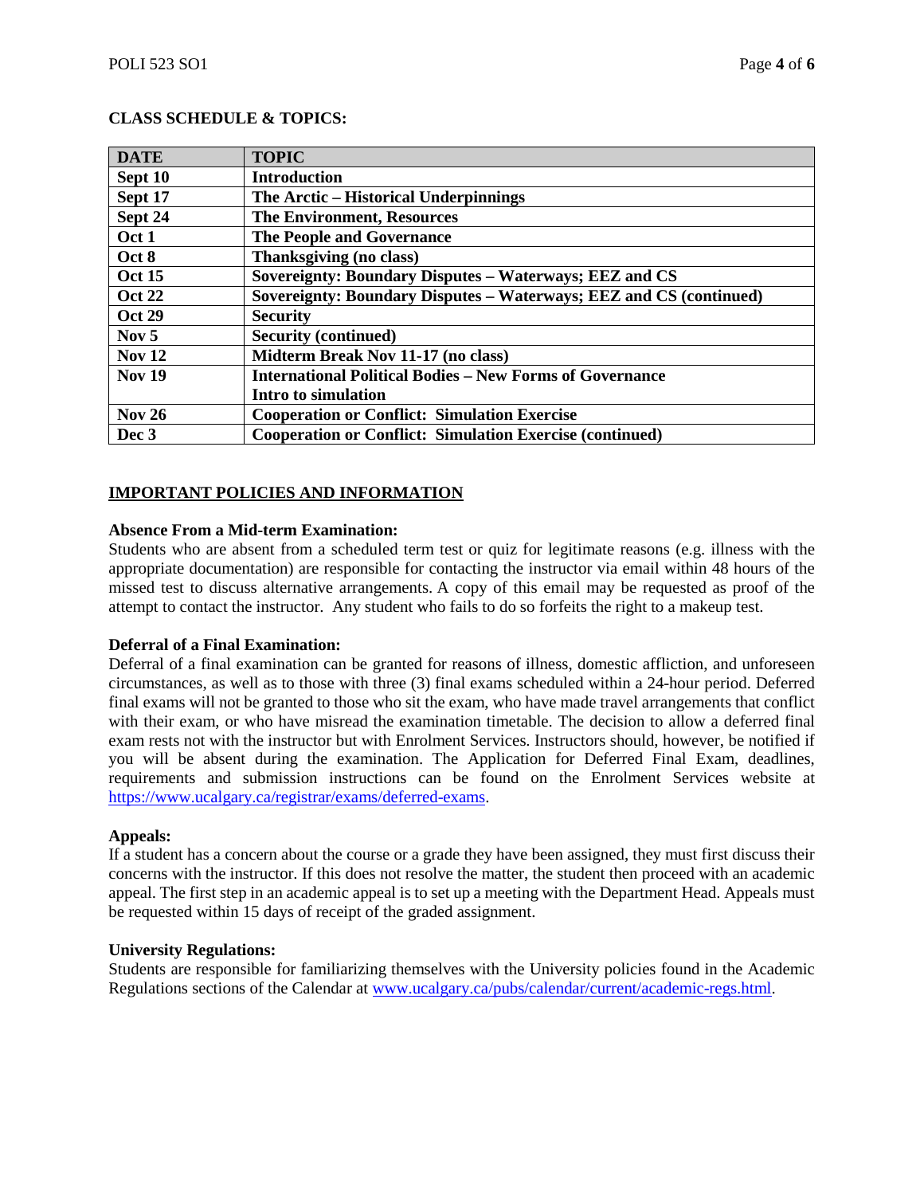## CLASS SCHEDULE & TOPICS:

| DATE | TOPIC |
|---|---|
| Sept 10 | Introduction |
| Sept 17 | The Arctic – Historical Underpinnings |
| Sept 24 | The Environment, Resources |
| Oct 1 | The People and Governance |
| Oct 8 | Thanksgiving (no class) |
| Oct 15 | Sovereignty: Boundary Disputes – Waterways; EEZ and CS |
| Oct 22 | Sovereignty: Boundary Disputes – Waterways; EEZ and CS (continued) |
| Oct 29 | Security |
| Nov 5 | Security (continued) |
| Nov 12 | Midterm Break Nov 11-17 (no class) |
| Nov 19 | International Political Bodies – New Forms of Governance<br>Intro to simulation |
| Nov 26 | Cooperation or Conflict: Simulation Exercise |
| Dec 3 | Cooperation or Conflict: Simulation Exercise (continued) |

## IMPORTANT POLICIES AND INFORMATION

**Absence From a Mid-term Examination:**

Students who are absent from a scheduled term test or quiz for legitimate reasons (e.g. illness with the appropriate documentation) are responsible for contacting the instructor via email within 48 hours of the missed test to discuss alternative arrangements. A copy of this email may be requested as proof of the attempt to contact the instructor. Any student who fails to do so forfeits the right to a makeup test.

**Deferral of a Final Examination:**

Deferral of a final examination can be granted for reasons of illness, domestic affliction, and unforeseen circumstances, as well as to those with three (3) final exams scheduled within a 24-hour period. Deferred final exams will not be granted to those who sit the exam, who have made travel arrangements that conflict with their exam, or who have misread the examination timetable. The decision to allow a deferred final exam rests not with the instructor but with Enrolment Services. Instructors should, however, be notified if you will be absent during the examination. The Application for Deferred Final Exam, deadlines, requirements and submission instructions can be found on the Enrolment Services website at https://www.ucalgary.ca/registrar/exams/deferred-exams.

**Appeals:**

If a student has a concern about the course or a grade they have been assigned, they must first discuss their concerns with the instructor. If this does not resolve the matter, the student then proceed with an academic appeal. The first step in an academic appeal is to set up a meeting with the Department Head. Appeals must be requested within 15 days of receipt of the graded assignment.

**University Regulations:**

Students are responsible for familiarizing themselves with the University policies found in the Academic Regulations sections of the Calendar at www.ucalgary.ca/pubs/calendar/current/academic-regs.html.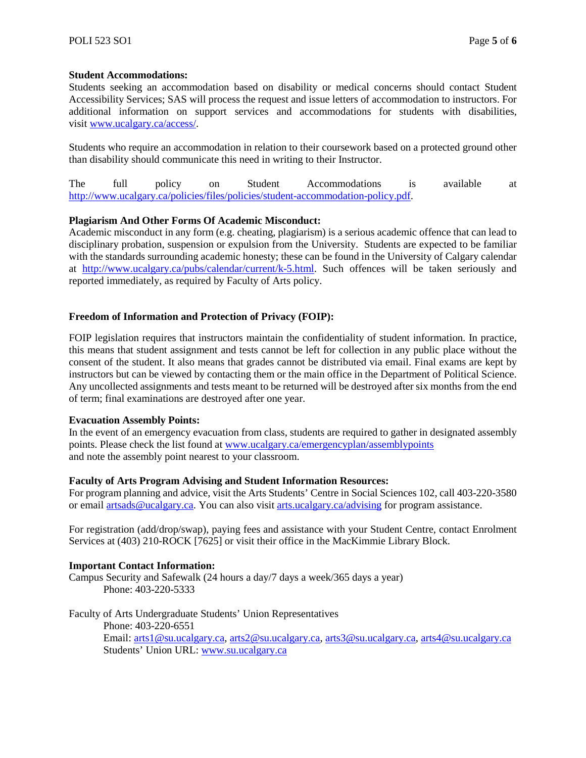**Student Accommodations:**
Students seeking an accommodation based on disability or medical concerns should contact Student Accessibility Services; SAS will process the request and issue letters of accommodation to instructors. For additional information on support services and accommodations for students with disabilities, visit www.ucalgary.ca/access/.

Students who require an accommodation in relation to their coursework based on a protected ground other than disability should communicate this need in writing to their Instructor.

The full policy on Student Accommodations is available at http://www.ucalgary.ca/policies/files/policies/student-accommodation-policy.pdf.

**Plagiarism And Other Forms Of Academic Misconduct:**
Academic misconduct in any form (e.g. cheating, plagiarism) is a serious academic offence that can lead to disciplinary probation, suspension or expulsion from the University. Students are expected to be familiar with the standards surrounding academic honesty; these can be found in the University of Calgary calendar at http://www.ucalgary.ca/pubs/calendar/current/k-5.html. Such offences will be taken seriously and reported immediately, as required by Faculty of Arts policy.

**Freedom of Information and Protection of Privacy (FOIP):**

FOIP legislation requires that instructors maintain the confidentiality of student information. In practice, this means that student assignment and tests cannot be left for collection in any public place without the consent of the student. It also means that grades cannot be distributed via email. Final exams are kept by instructors but can be viewed by contacting them or the main office in the Department of Political Science. Any uncollected assignments and tests meant to be returned will be destroyed after six months from the end of term; final examinations are destroyed after one year.

**Evacuation Assembly Points:**
In the event of an emergency evacuation from class, students are required to gather in designated assembly points. Please check the list found at www.ucalgary.ca/emergencyplan/assemblypoints and note the assembly point nearest to your classroom.

**Faculty of Arts Program Advising and Student Information Resources:**
For program planning and advice, visit the Arts Students' Centre in Social Sciences 102, call 403-220-3580 or email artsads@ucalgary.ca. You can also visit arts.ucalgary.ca/advising for program assistance.

For registration (add/drop/swap), paying fees and assistance with your Student Centre, contact Enrolment Services at (403) 210-ROCK [7625] or visit their office in the MacKimmie Library Block.

**Important Contact Information:**
Campus Security and Safewalk (24 hours a day/7 days a week/365 days a year)
Phone: 403-220-5333

Faculty of Arts Undergraduate Students' Union Representatives
Phone: 403-220-6551
Email: arts1@su.ucalgary.ca, arts2@su.ucalgary.ca, arts3@su.ucalgary.ca, arts4@su.ucalgary.ca
Students' Union URL: www.su.ucalgary.ca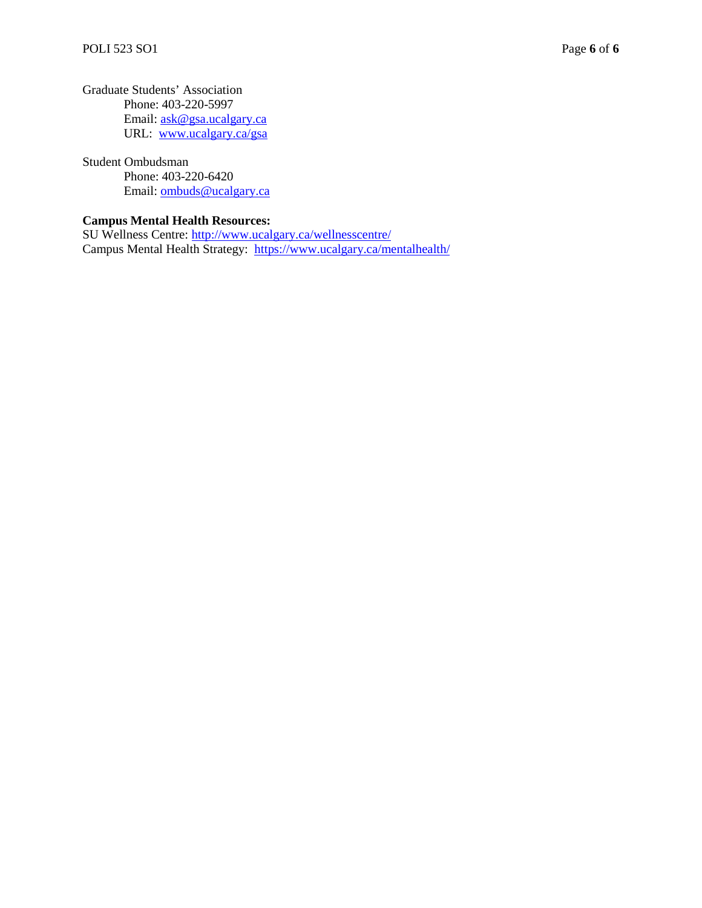Graduate Students' Association
Phone: 403-220-5997
Email: ask@gsa.ucalgary.ca
URL: www.ucalgary.ca/gsa

Student Ombudsman
Phone: 403-220-6420
Email: ombuds@ucalgary.ca

**Campus Mental Health Resources:**
SU Wellness Centre: http://www.ucalgary.ca/wellnesscentre/
Campus Mental Health Strategy: https://www.ucalgary.ca/mentalhealth/